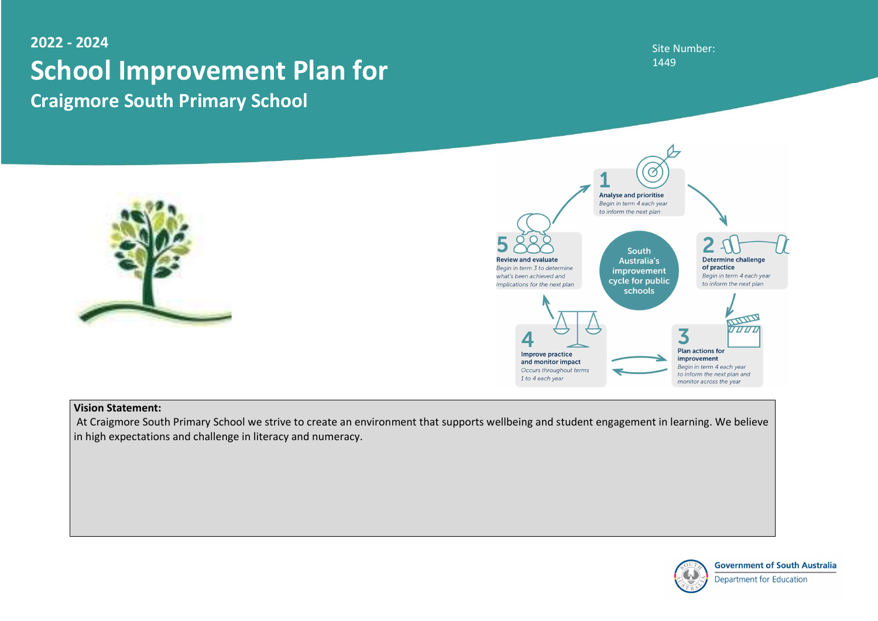**2022 - 2024**

# School Improvement Plan for

## Craigmore South Primary School

Site Number: 1449

1 **Analyse and prioritise**
*Begin in term 4 each year to inform the next plan*

2 **Determine challenge of practice**
*Begin in term 4 each year to inform the next plan*

3 **Plan actions for improvement**
*Begin in term 4 each year to inform the next plan and monitor across the year*

4 **Improve practice and monitor impact**
*Occurs throughout terms 1 to 4 each year*

5 **Review and evaluate**
*Begin in term 3 to determine what's been achieved and implications for the next plan*

South Australia's improvement cycle for public schools

**Vision Statement:**

At Craigmore South Primary School we strive to create an environment that supports wellbeing and student engagement in learning. We believe in high expectations and challenge in literacy and numeracy.

Government of South Australia
Department for Education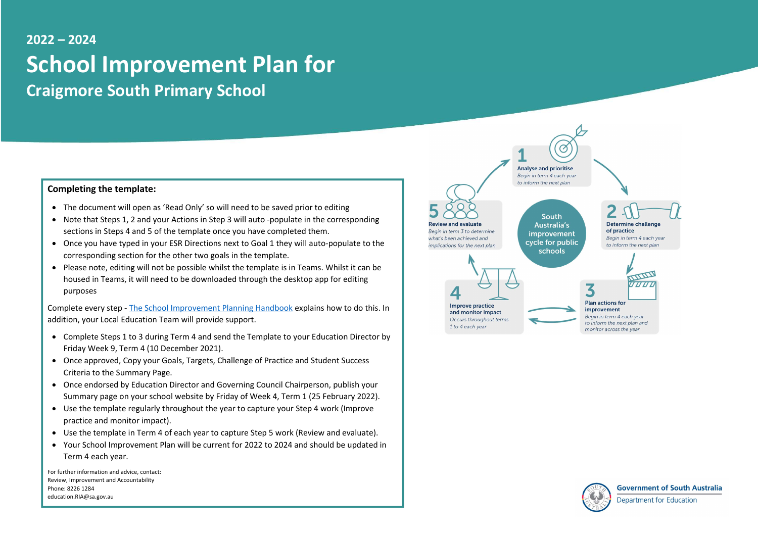# 2022 – 2024

# School Improvement Plan for

## Craigmore South Primary School

**Completing the template:**

- The document will open as 'Read Only' so will need to be saved prior to editing
- Note that Steps 1, 2 and your Actions in Step 3 will auto -populate in the corresponding sections in Steps 4 and 5 of the template once you have completed them.
- Once you have typed in your ESR Directions next to Goal 1 they will auto-populate to the corresponding section for the other two goals in the template.
- Please note, editing will not be possible whilst the template is in Teams. Whilst it can be housed in Teams, it will need to be downloaded through the desktop app for editing purposes

Complete every step - [The School Improvement Planning Handbook](#) explains how to do this. In addition, your Local Education Team will provide support.

- Complete Steps 1 to 3 during Term 4 and send the Template to your Education Director by Friday Week 9, Term 4 (10 December 2021).
- Once approved, Copy your Goals, Targets, Challenge of Practice and Student Success Criteria to the Summary Page.
- Once endorsed by Education Director and Governing Council Chairperson, publish your Summary page on your school website by Friday of Week 4, Term 1 (25 February 2022).
- Use the template regularly throughout the year to capture your Step 4 work (Improve practice and monitor impact).
- Use the template in Term 4 of each year to capture Step 5 work (Review and evaluate).
- Your School Improvement Plan will be current for 2022 to 2024 and should be updated in Term 4 each year.

For further information and advice, contact:
Review, Improvement and Accountability
Phone: 8226 1284
education.RIA@sa.gov.au

South Australia's improvement cycle for public schools

**1** Analyse and prioritise
*Begin in term 4 each year to inform the next plan*

**2** Determine challenge of practice
*Begin in term 4 each year to inform the next plan*

**3** Plan actions for improvement
*Begin in term 4 each year to inform the next plan and monitor across the year*

**4** Improve practice and monitor impact
*Occurs throughout terms 1 to 4 each year*

**5** Review and evaluate
*Begin in term 3 to determine what's been achieved and implications for the next plan*

Government of South Australia
Department for Education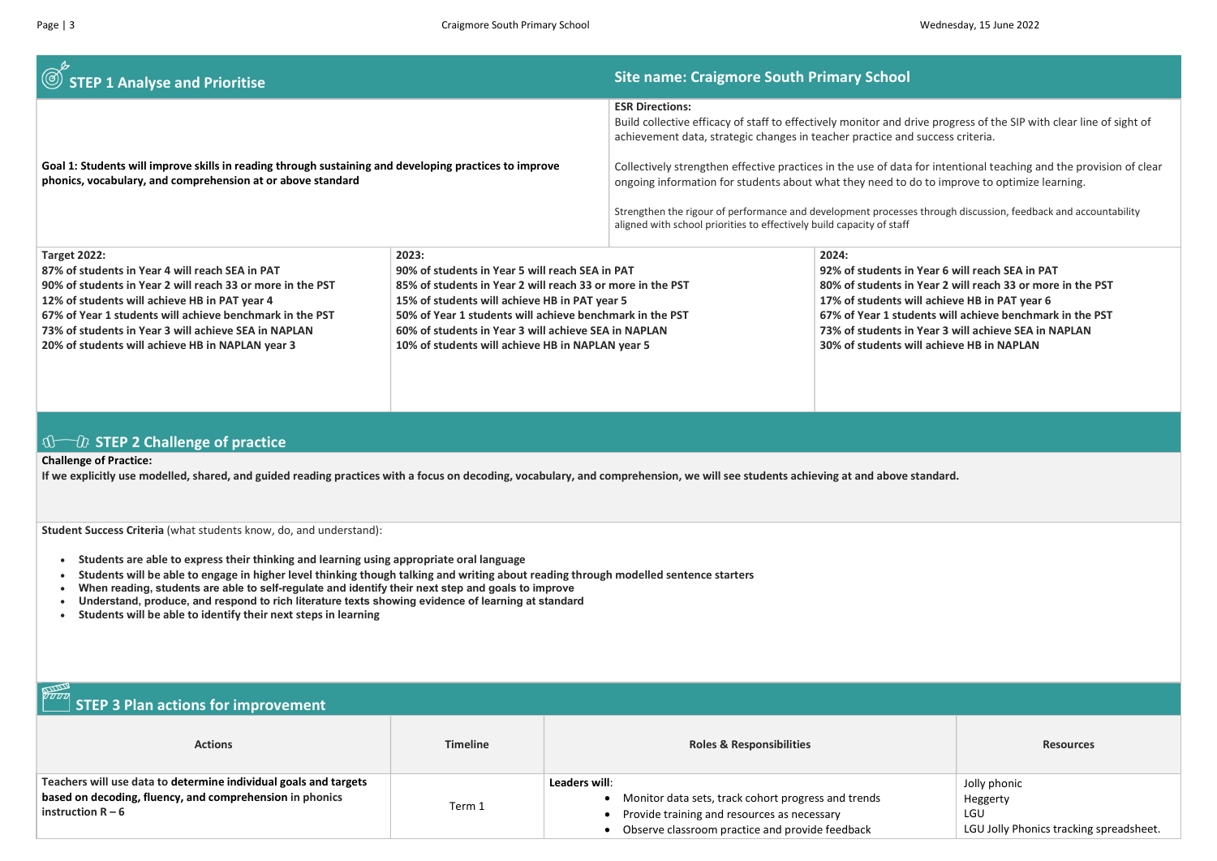## STEP 1 Analyse and Prioritise

## Site name: Craigmore South Primary School

**Goal 1: Students will improve skills in reading through sustaining and developing practices to improve phonics, vocabulary, and comprehension at or above standard**

**ESR Directions:**

Build collective efficacy of staff to effectively monitor and drive progress of the SIP with clear line of sight of achievement data, strategic changes in teacher practice and success criteria.

Collectively strengthen effective practices in the use of data for intentional teaching and the provision of clear ongoing information for students about what they need to do to improve to optimize learning.

Strengthen the rigour of performance and development processes through discussion, feedback and accountability aligned with school priorities to effectively build capacity of staff

| Target 2022: | 2023: | 2024: |
| --- | --- | --- |
| **87% of students in Year 4 will reach SEA in PAT**<br>**90% of students in Year 2 will reach 33 or more in the PST**<br>**12% of students will achieve HB in PAT year 4**<br>**67% of Year 1 students will achieve benchmark in the PST**<br>**73% of students in Year 3 will achieve SEA in NAPLAN**<br>**20% of students will achieve HB in NAPLAN year 3** | **90% of students in Year 5 will reach SEA in PAT**<br>**85% of students in Year 2 will reach 33 or more in the PST**<br>**15% of students will achieve HB in PAT year 5**<br>**50% of Year 1 students will achieve benchmark in the PST**<br>**60% of students in Year 3 will achieve SEA in NAPLAN**<br>**10% of students will achieve HB in NAPLAN year 5** | **92% of students in Year 6 will reach SEA in PAT**<br>**80% of students in Year 2 will reach 33 or more in the PST**<br>**17% of students will achieve HB in PAT year 6**<br>**67% of Year 1 students will achieve benchmark in the PST**<br>**73% of students in Year 3 will achieve SEA in NAPLAN**<br>**30% of students will achieve HB in NAPLAN** |

## STEP 2 Challenge of practice

**Challenge of Practice:**

**If we explicitly use modelled, shared, and guided reading practices with a focus on decoding, vocabulary, and comprehension, we will see students achieving at and above standard.**

**Student Success Criteria** (what students know, do, and understand):

- **Students are able to express their thinking and learning using appropriate oral language**
- **Students will be able to engage in higher level thinking though talking and writing about reading through modelled sentence starters**
- **When reading, students are able to self-regulate and identify their next step and goals to improve**
- **Understand, produce, and respond to rich literature texts showing evidence of learning at standard**
- **Students will be able to identify their next steps in learning**

## STEP 3 Plan actions for improvement

| Actions | Timeline | Roles & Responsibilities | Resources |
| --- | --- | --- | --- |
| Teachers will use data to **determine individual goals and targets based on decoding, fluency, and comprehension** in phonics instruction R – 6 | Term 1 | **Leaders will**:<br>• Monitor data sets, track cohort progress and trends<br>• Provide training and resources as necessary<br>• Observe classroom practice and provide feedback | Jolly phonic<br>Heggerty<br>LGU<br>LGU Jolly Phonics tracking spreadsheet. |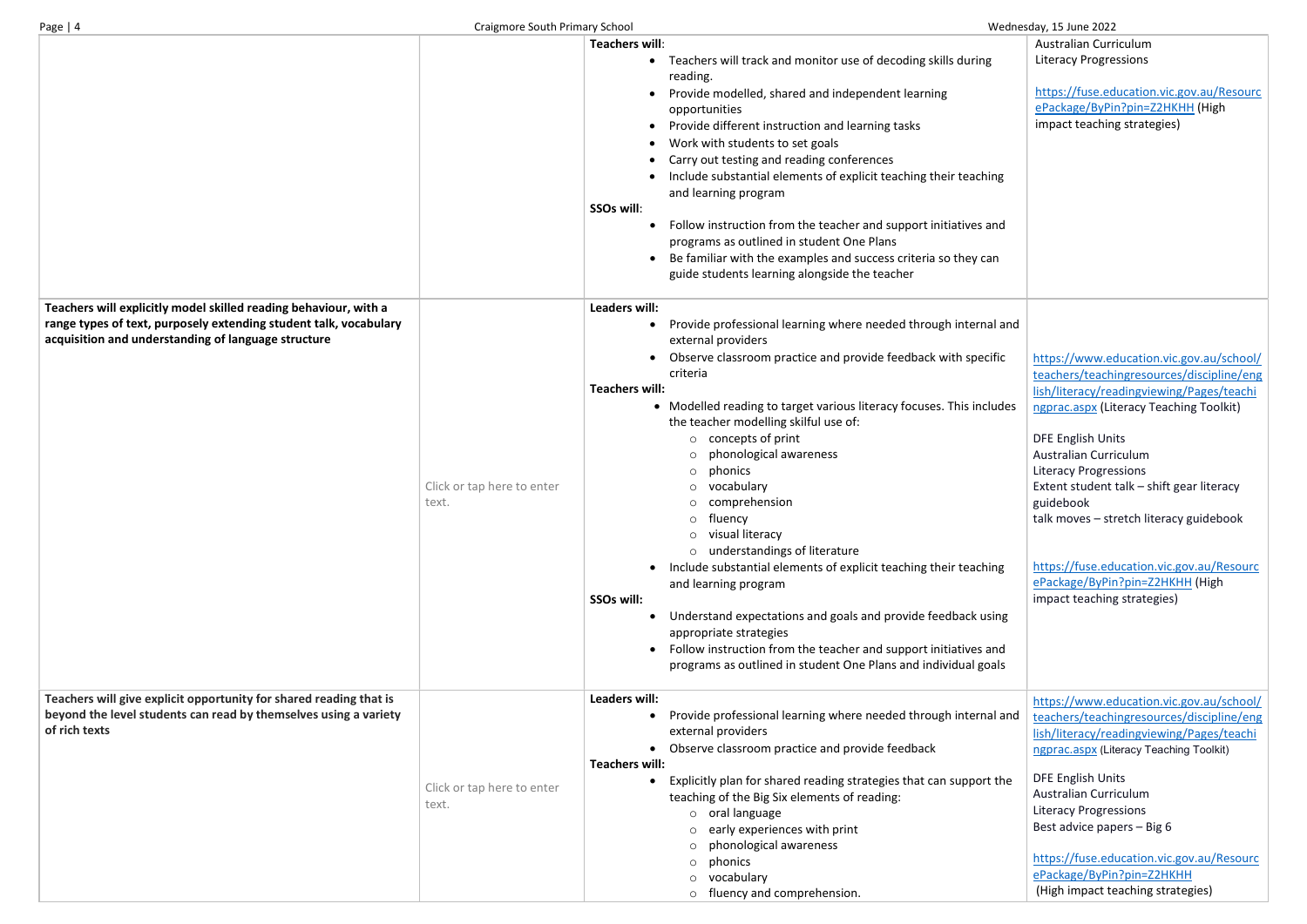| | | | |
|---|---|---|---|
| | | **Teachers will**:<br>• Teachers will track and monitor use of decoding skills during reading.<br>• Provide modelled, shared and independent learning opportunities<br>• Provide different instruction and learning tasks<br>• Work with students to set goals<br>• Carry out testing and reading conferences<br>• Include substantial elements of explicit teaching their teaching and learning program<br>**SSOs will**:<br>• Follow instruction from the teacher and support initiatives and programs as outlined in student One Plans<br>• Be familiar with the examples and success criteria so they can guide students learning alongside the teacher | Australian Curriculum<br>Literacy Progressions<br><br>https://fuse.education.vic.gov.au/ResourcePackage/ByPin?pin=Z2HKHH (High impact teaching strategies) |
| **Teachers will explicitly model skilled reading behaviour, with a range types of text, purposely extending student talk, vocabulary acquisition and understanding of language structure** | Click or tap here to enter text. | **Leaders will:**<br>• Provide professional learning where needed through internal and external providers<br>• Observe classroom practice and provide feedback with specific criteria<br>**Teachers will:**<br>• Modelled reading to target various literacy focuses. This includes the teacher modelling skilful use of:<br>  ○ concepts of print<br>  ○ phonological awareness<br>  ○ phonics<br>  ○ vocabulary<br>  ○ comprehension<br>  ○ fluency<br>  ○ visual literacy<br>  ○ understandings of literature<br>• Include substantial elements of explicit teaching their teaching and learning program<br>**SSOs will:**<br>• Understand expectations and goals and provide feedback using appropriate strategies<br>• Follow instruction from the teacher and support initiatives and programs as outlined in student One Plans and individual goals | https://www.education.vic.gov.au/school/teachers/teachingresources/discipline/english/literacy/readingviewing/Pages/teachingprac.aspx (Literacy Teaching Toolkit)<br><br>DFE English Units<br>Australian Curriculum<br>Literacy Progressions<br>Extent student talk – shift gear literacy guidebook<br>talk moves – stretch literacy guidebook<br><br>https://fuse.education.vic.gov.au/ResourcePackage/ByPin?pin=Z2HKHH (High impact teaching strategies) |
| **Teachers will give explicit opportunity for shared reading that is beyond the level students can read by themselves using a variety of rich texts** | Click or tap here to enter text. | **Leaders will:**<br>• Provide professional learning where needed through internal and external providers<br>• Observe classroom practice and provide feedback<br>**Teachers will:**<br>• Explicitly plan for shared reading strategies that can support the teaching of the Big Six elements of reading:<br>  ○ oral language<br>  ○ early experiences with print<br>  ○ phonological awareness<br>  ○ phonics<br>  ○ vocabulary<br>  ○ fluency and comprehension. | https://www.education.vic.gov.au/school/teachers/teachingresources/discipline/english/literacy/readingviewing/Pages/teachingprac.aspx (Literacy Teaching Toolkit)<br><br>DFE English Units<br>Australian Curriculum<br>Literacy Progressions<br>Best advice papers – Big 6<br><br>https://fuse.education.vic.gov.au/ResourcePackage/ByPin?pin=Z2HKHH<br>(High impact teaching strategies) |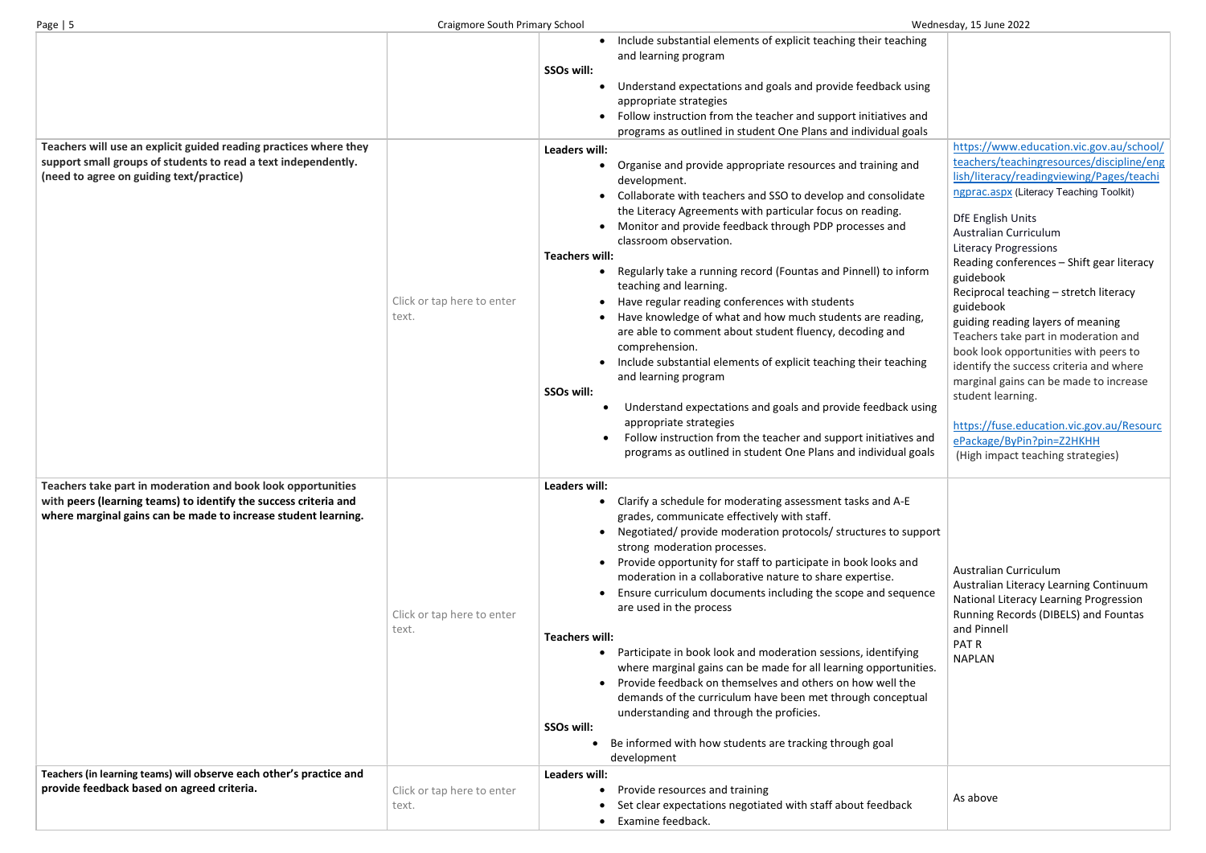| | | | |
|---|---|---|---|
| | | • Include substantial elements of explicit teaching their teaching and learning program<br>**SSOs will:**<br>• Understand expectations and goals and provide feedback using appropriate strategies<br>• Follow instruction from the teacher and support initiatives and programs as outlined in student One Plans and individual goals | |
| **Teachers will use an explicit guided reading practices where they support small groups of students to read a text independently. (need to agree on guiding text/practice)** | Click or tap here to enter text. | **Leaders will:**<br>• Organise and provide appropriate resources and training and development.<br>• Collaborate with teachers and SSO to develop and consolidate the Literacy Agreements with particular focus on reading.<br>• Monitor and provide feedback through PDP processes and classroom observation.<br>**Teachers will:**<br>• Regularly take a running record (Fountas and Pinnell) to inform teaching and learning.<br>• Have regular reading conferences with students<br>• Have knowledge of what and how much students are reading, are able to comment about student fluency, decoding and comprehension.<br>• Include substantial elements of explicit teaching their teaching and learning program<br>**SSOs will:**<br>• Understand expectations and goals and provide feedback using appropriate strategies<br>• Follow instruction from the teacher and support initiatives and programs as outlined in student One Plans and individual goals | https://www.education.vic.gov.au/school/teachers/teachingresources/discipline/english/literacy/readingviewing/Pages/teachingprac.aspx (Literacy Teaching Toolkit)<br><br>DfE English Units<br>Australian Curriculum<br>Literacy Progressions<br>Reading conferences – Shift gear literacy guidebook<br>Reciprocal teaching – stretch literacy guidebook<br>guiding reading layers of meaning<br>Teachers take part in moderation and book look opportunities with peers to identify the success criteria and where marginal gains can be made to increase student learning.<br><br>https://fuse.education.vic.gov.au/ResourcePackage/ByPin?pin=Z2HKHH<br>(High impact teaching strategies) |
| **Teachers take part in moderation and book look opportunities with peers (learning teams) to identify the success criteria and where marginal gains can be made to increase student learning.** | Click or tap here to enter text. | **Leaders will:**<br>• Clarify a schedule for moderating assessment tasks and A-E grades, communicate effectively with staff.<br>• Negotiated/ provide moderation protocols/ structures to support strong moderation processes.<br>• Provide opportunity for staff to participate in book looks and moderation in a collaborative nature to share expertise.<br>• Ensure curriculum documents including the scope and sequence are used in the process<br>**Teachers will:**<br>• Participate in book look and moderation sessions, identifying where marginal gains can be made for all learning opportunities.<br>• Provide feedback on themselves and others on how well the demands of the curriculum have been met through conceptual understanding and through the proficies.<br>**SSOs will:**<br>• Be informed with how students are tracking through goal development | Australian Curriculum<br>Australian Literacy Learning Continuum<br>National Literacy Learning Progression<br>Running Records (DIBELS) and Fountas and Pinnell<br>PAT R<br>NAPLAN |
| **Teachers (in learning teams) will observe each other's practice and provide feedback based on agreed criteria.** | Click or tap here to enter text. | **Leaders will:**<br>• Provide resources and training<br>• Set clear expectations negotiated with staff about feedback<br>• Examine feedback. | As above |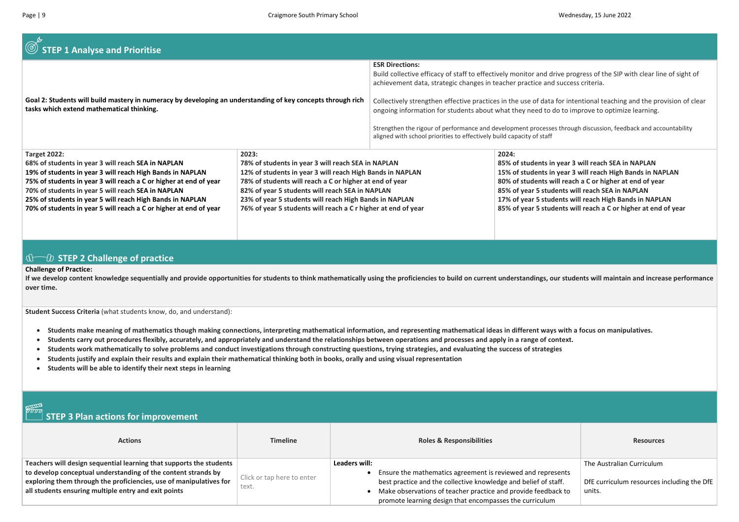## STEP 1 Analyse and Prioritise

| | |
|---|---|
| **Goal 2: Students will build mastery in numeracy by developing an understanding of key concepts through rich tasks which extend mathematical thinking.** | **ESR Directions:**<br>Build collective efficacy of staff to effectively monitor and drive progress of the SIP with clear line of sight of achievement data, strategic changes in teacher practice and success criteria.<br><br>Collectively strengthen effective practices in the use of data for intentional teaching and the provision of clear ongoing information for students about what they need to do to improve to optimize learning.<br><br>Strengthen the rigour of performance and development processes through discussion, feedback and accountability aligned with school priorities to effectively build capacity of staff |

| Target 2022: | 2023: | 2024: |
|---|---|---|
| **68% of students in year 3 will reach SEA in NAPLAN**<br>**19% of students in year 3 will reach High Bands in NAPLAN**<br>**75% of students in year 3 will reach a C or higher at end of year**<br>**70% of students in year 5 will reach SEA in NAPLAN**<br>**25% of students in year 5 will reach High Bands in NAPLAN**<br>**70% of students in year 5 will reach a C or higher at end of year** | **78% of students in year 3 will reach SEA in NAPLAN**<br>**12% of students in year 3 will reach High Bands in NAPLAN**<br>**78% of students will reach a C or higher at end of year**<br>**82% of year 5 students will reach SEA in NAPLAN**<br>**23% of year 5 students will reach High Bands in NAPLAN**<br>**76% of year 5 students will reach a C r higher at end of year** | **85% of students in year 3 will reach SEA in NAPLAN**<br>**15% of students in year 3 will reach High Bands in NAPLAN**<br>**80% of students will reach a C or higher at end of year**<br>**85% of year 5 students will reach SEA in NAPLAN**<br>**17% of year 5 students will reach High Bands in NAPLAN**<br>**85% of year 5 students will reach a C or higher at end of year** |

## STEP 2 Challenge of practice

**Challenge of Practice:**
**If we develop content knowledge sequentially and provide opportunities for students to think mathematically using the proficiencies to build on current understandings, our students will maintain and increase performance over time.**

**Student Success Criteria** (what students know, do, and understand):

- **Students make meaning of mathematics though making connections, interpreting mathematical information, and representing mathematical ideas in different ways with a focus on manipulatives.**
- **Students carry out procedures flexibly, accurately, and appropriately and understand the relationships between operations and processes and apply in a range of context.**
- **Students work mathematically to solve problems and conduct investigations through constructing questions, trying strategies, and evaluating the success of strategies**
- **Students justify and explain their results and explain their mathematical thinking both in books, orally and using visual representation**
- **Students will be able to identify their next steps in learning**

## STEP 3 Plan actions for improvement

| Actions | Timeline | Roles & Responsibilities | Resources |
|---|---|---|---|
| **Teachers will design sequential learning that supports the students to develop conceptual understanding of the content strands by exploring them through the proficiencies, use of manipulatives for all students ensuring multiple entry and exit points** | Click or tap here to enter text. | **Leaders will:**<br>• Ensure the mathematics agreement is reviewed and represents best practice and the collective knowledge and belief of staff.<br>• Make observations of teacher practice and provide feedback to promote learning design that encompasses the curriculum | The Australian Curriculum<br><br>DfE curriculum resources including the DfE units. |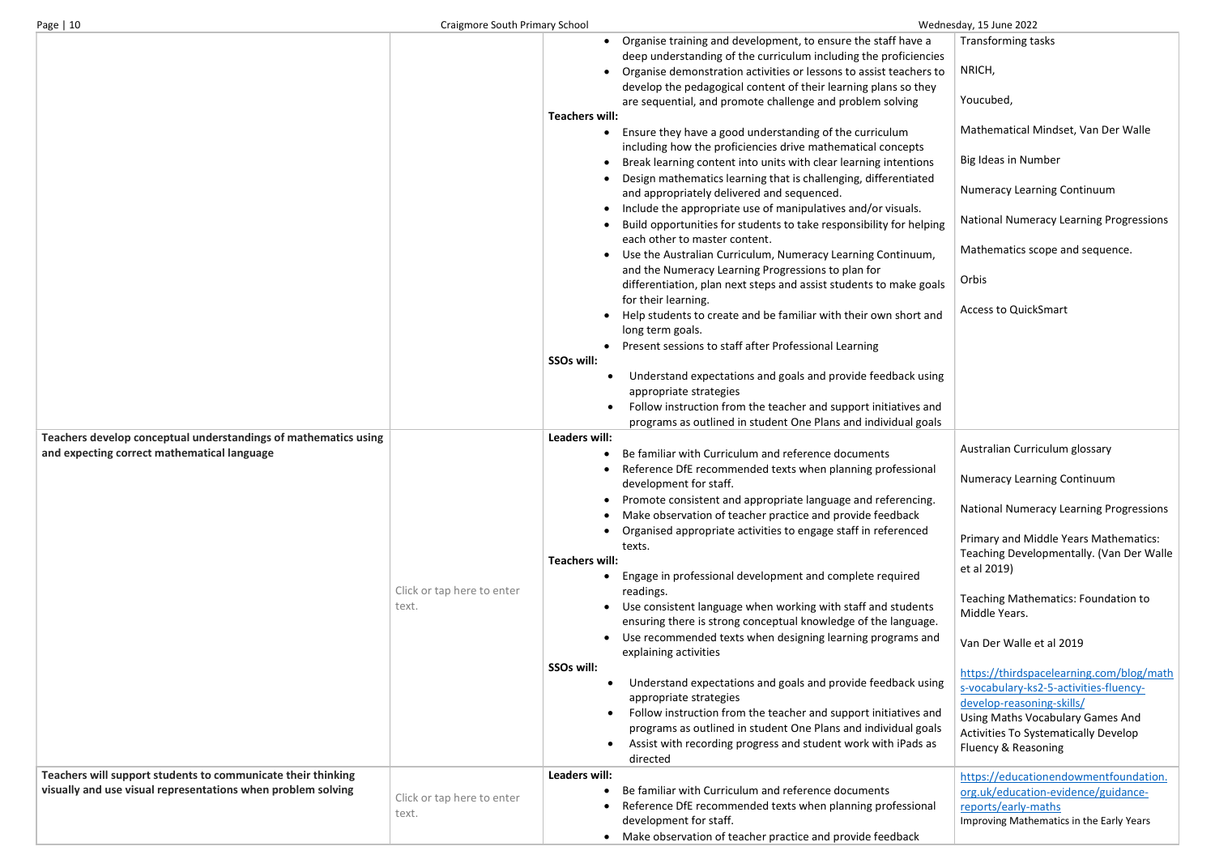| | | | |
|---|---|---|---|
| | | • Organise training and development, to ensure the staff have a deep understanding of the curriculum including the proficiencies<br>• Organise demonstration activities or lessons to assist teachers to develop the pedagogical content of their learning plans so they are sequential, and promote challenge and problem solving<br>**Teachers will:**<br>• Ensure they have a good understanding of the curriculum including how the proficiencies drive mathematical concepts<br>• Break learning content into units with clear learning intentions<br>• Design mathematics learning that is challenging, differentiated and appropriately delivered and sequenced.<br>• Include the appropriate use of manipulatives and/or visuals.<br>• Build opportunities for students to take responsibility for helping each other to master content.<br>• Use the Australian Curriculum, Numeracy Learning Continuum, and the Numeracy Learning Progressions to plan for differentiation, plan next steps and assist students to make goals for their learning.<br>• Help students to create and be familiar with their own short and long term goals.<br>• Present sessions to staff after Professional Learning<br>**SSOs will:**<br>• Understand expectations and goals and provide feedback using appropriate strategies<br>• Follow instruction from the teacher and support initiatives and programs as outlined in student One Plans and individual goals | Transforming tasks<br><br>NRICH,<br><br>Youcubed,<br><br>Mathematical Mindset, Van Der Walle<br><br>Big Ideas in Number<br><br>Numeracy Learning Continuum<br><br>National Numeracy Learning Progressions<br><br>Mathematics scope and sequence.<br><br>Orbis<br><br>Access to QuickSmart |
| **Teachers develop conceptual understandings of mathematics using and expecting correct mathematical language** | Click or tap here to enter text. | **Leaders will:**<br>• Be familiar with Curriculum and reference documents<br>• Reference DfE recommended texts when planning professional development for staff.<br>• Promote consistent and appropriate language and referencing.<br>• Make observation of teacher practice and provide feedback<br>• Organised appropriate activities to engage staff in referenced texts.<br>**Teachers will:**<br>• Engage in professional development and complete required readings.<br>• Use consistent language when working with staff and students ensuring there is strong conceptual knowledge of the language.<br>• Use recommended texts when designing learning programs and explaining activities<br>**SSOs will:**<br>• Understand expectations and goals and provide feedback using appropriate strategies<br>• Follow instruction from the teacher and support initiatives and programs as outlined in student One Plans and individual goals<br>• Assist with recording progress and student work with iPads as directed | Australian Curriculum glossary<br><br>Numeracy Learning Continuum<br><br>National Numeracy Learning Progressions<br><br>Primary and Middle Years Mathematics: Teaching Developmentally. (Van Der Walle et al 2019)<br><br>Teaching Mathematics: Foundation to Middle Years.<br><br>Van Der Walle et al 2019<br><br>https://thirdspacelearning.com/blog/maths-vocabulary-ks2-5-activities-fluency-develop-reasoning-skills/<br>Using Maths Vocabulary Games And Activities To Systematically Develop Fluency & Reasoning |
| **Teachers will support students to communicate their thinking visually and use visual representations when problem solving** | Click or tap here to enter text. | **Leaders will:**<br>• Be familiar with Curriculum and reference documents<br>• Reference DfE recommended texts when planning professional development for staff.<br>• Make observation of teacher practice and provide feedback | https://educationendowmentfoundation.org.uk/education-evidence/guidance-reports/early-maths<br>Improving Mathematics in the Early Years |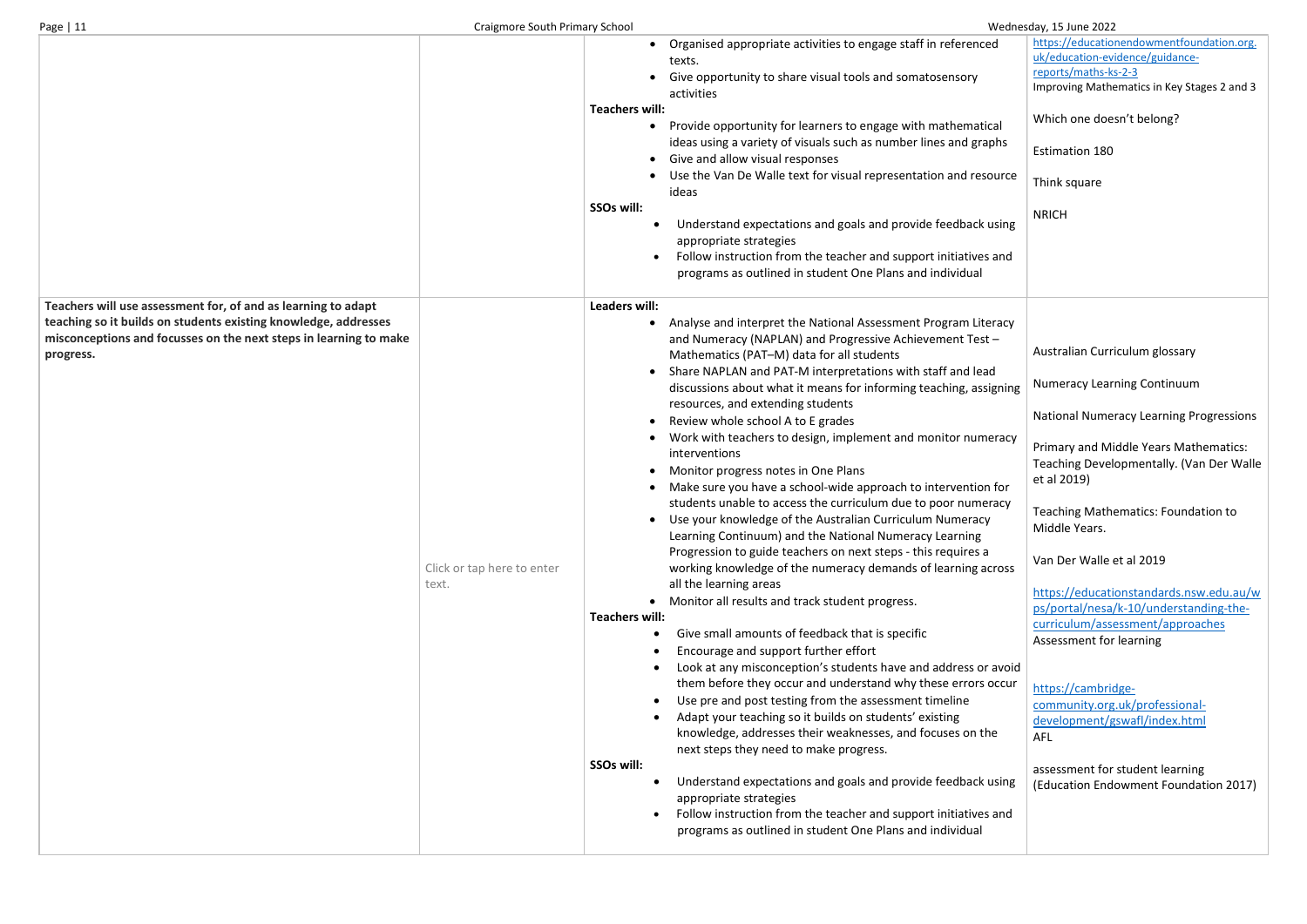| | | | |
|---|---|---|---|
| | | • Organised appropriate activities to engage staff in referenced texts.<br>• Give opportunity to share visual tools and somatosensory activities<br>**Teachers will:**<br>• Provide opportunity for learners to engage with mathematical ideas using a variety of visuals such as number lines and graphs<br>• Give and allow visual responses<br>• Use the Van De Walle text for visual representation and resource ideas<br>**SSOs will:**<br>• Understand expectations and goals and provide feedback using appropriate strategies<br>• Follow instruction from the teacher and support initiatives and programs as outlined in student One Plans and individual | https://educationendowmentfoundation.org.uk/education-evidence/guidance-reports/maths-ks-2-3<br>Improving Mathematics in Key Stages 2 and 3<br><br>Which one doesn't belong?<br><br>Estimation 180<br><br>Think square<br><br>NRICH |
| **Teachers will use assessment for, of and as learning to adapt teaching so it builds on students existing knowledge, addresses misconceptions and focusses on the next steps in learning to make progress.** | Click or tap here to enter text. | **Leaders will:**<br>• Analyse and interpret the National Assessment Program Literacy and Numeracy (NAPLAN) and Progressive Achievement Test – Mathematics (PAT–M) data for all students<br>• Share NAPLAN and PAT-M interpretations with staff and lead discussions about what it means for informing teaching, assigning resources, and extending students<br>• Review whole school A to E grades<br>• Work with teachers to design, implement and monitor numeracy interventions<br>• Monitor progress notes in One Plans<br>• Make sure you have a school-wide approach to intervention for students unable to access the curriculum due to poor numeracy<br>• Use your knowledge of the Australian Curriculum Numeracy Learning Continuum) and the National Numeracy Learning Progression to guide teachers on next steps - this requires a working knowledge of the numeracy demands of learning across all the learning areas<br>• Monitor all results and track student progress.<br>**Teachers will:**<br>• Give small amounts of feedback that is specific<br>• Encourage and support further effort<br>• Look at any misconception's students have and address or avoid them before they occur and understand why these errors occur<br>• Use pre and post testing from the assessment timeline<br>• Adapt your teaching so it builds on students' existing knowledge, addresses their weaknesses, and focuses on the next steps they need to make progress.<br>**SSOs will:**<br>• Understand expectations and goals and provide feedback using appropriate strategies<br>• Follow instruction from the teacher and support initiatives and programs as outlined in student One Plans and individual | Australian Curriculum glossary<br><br>Numeracy Learning Continuum<br><br>National Numeracy Learning Progressions<br><br>Primary and Middle Years Mathematics: Teaching Developmentally. (Van Der Walle et al 2019)<br><br>Teaching Mathematics: Foundation to Middle Years.<br><br>Van Der Walle et al 2019<br><br>https://educationstandards.nsw.edu.au/wps/portal/nesa/k-10/understanding-the-curriculum/assessment/approaches<br>Assessment for learning<br><br>https://cambridge-community.org.uk/professional-development/gswafl/index.html<br>AFL<br><br>assessment for student learning (Education Endowment Foundation 2017) |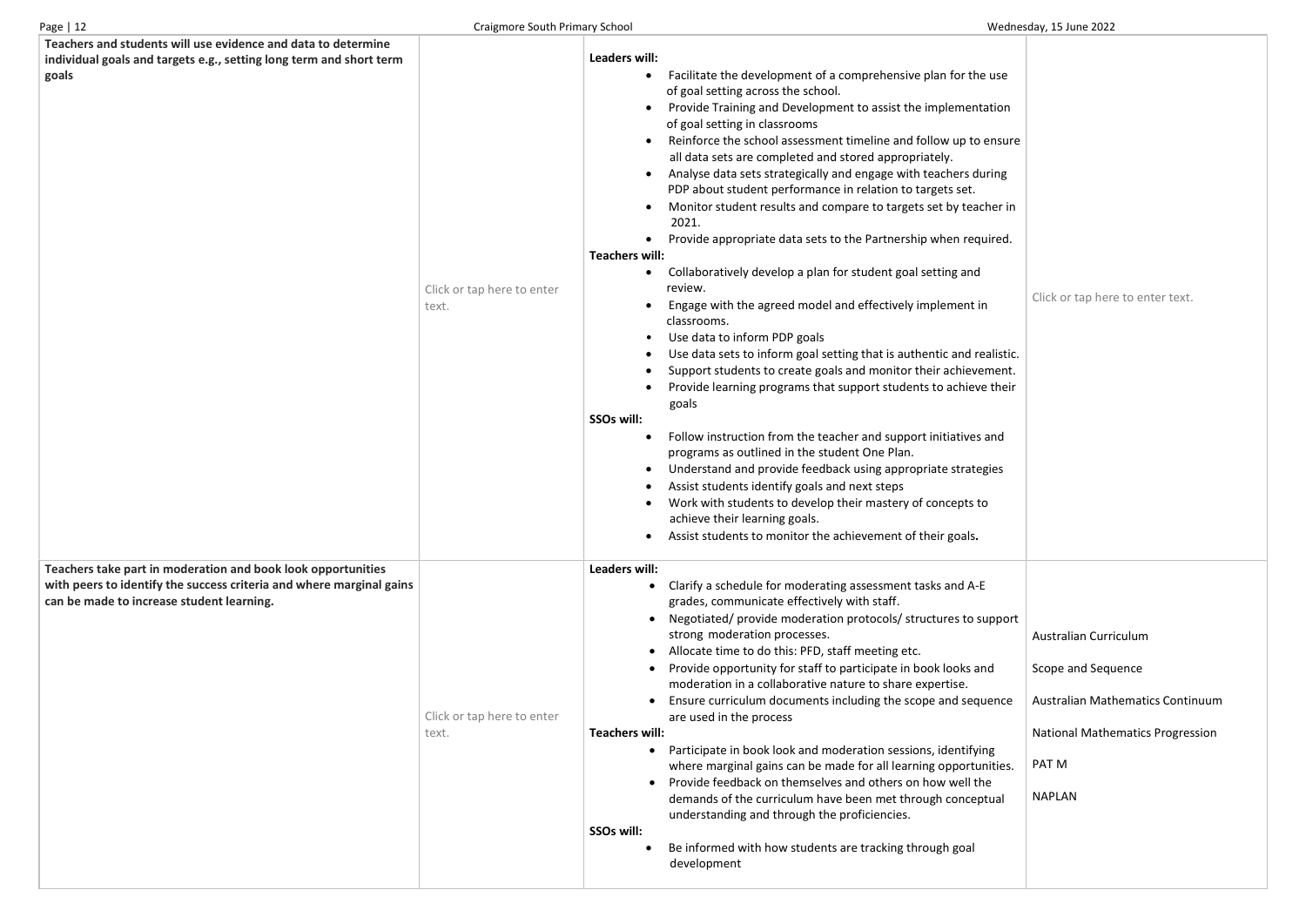| | | | |
|---|---|---|---|
| **Teachers and students will use evidence and data to determine individual goals and targets e.g., setting long term and short term goals** | Click or tap here to enter text. | **Leaders will:**<br>• Facilitate the development of a comprehensive plan for the use of goal setting across the school.<br>• Provide Training and Development to assist the implementation of goal setting in classrooms<br>• Reinforce the school assessment timeline and follow up to ensure all data sets are completed and stored appropriately.<br>• Analyse data sets strategically and engage with teachers during PDP about student performance in relation to targets set.<br>• Monitor student results and compare to targets set by teacher in 2021.<br>• Provide appropriate data sets to the Partnership when required.<br>**Teachers will:**<br>• Collaboratively develop a plan for student goal setting and review.<br>• Engage with the agreed model and effectively implement in classrooms.<br>• Use data to inform PDP goals<br>• Use data sets to inform goal setting that is authentic and realistic.<br>• Support students to create goals and monitor their achievement.<br>• Provide learning programs that support students to achieve their goals<br>**SSOs will:**<br>• Follow instruction from the teacher and support initiatives and programs as outlined in the student One Plan.<br>• Understand and provide feedback using appropriate strategies<br>• Assist students identify goals and next steps<br>• Work with students to develop their mastery of concepts to achieve their learning goals.<br>• Assist students to monitor the achievement of their goals**.** | Click or tap here to enter text. |
| **Teachers take part in moderation and book look opportunities with peers to identify the success criteria and where marginal gains can be made to increase student learning.** | Click or tap here to enter text. | **Leaders will:**<br>• Clarify a schedule for moderating assessment tasks and A-E grades, communicate effectively with staff.<br>• Negotiated/ provide moderation protocols/ structures to support strong moderation processes.<br>• Allocate time to do this: PFD, staff meeting etc.<br>• Provide opportunity for staff to participate in book looks and moderation in a collaborative nature to share expertise.<br>• Ensure curriculum documents including the scope and sequence are used in the process<br>**Teachers will:**<br>• Participate in book look and moderation sessions, identifying where marginal gains can be made for all learning opportunities.<br>• Provide feedback on themselves and others on how well the demands of the curriculum have been met through conceptual understanding and through the proficiencies.<br>**SSOs will:**<br>• Be informed with how students are tracking through goal development | Australian Curriculum<br><br>Scope and Sequence<br><br>Australian Mathematics Continuum<br><br>National Mathematics Progression<br><br>PAT M<br><br>NAPLAN |